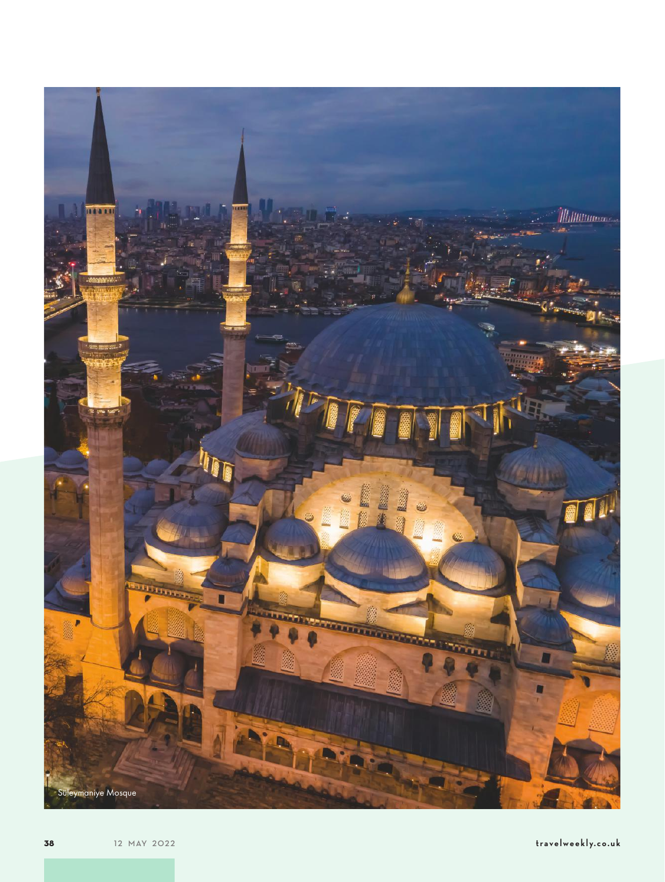Süleymaniye Mosque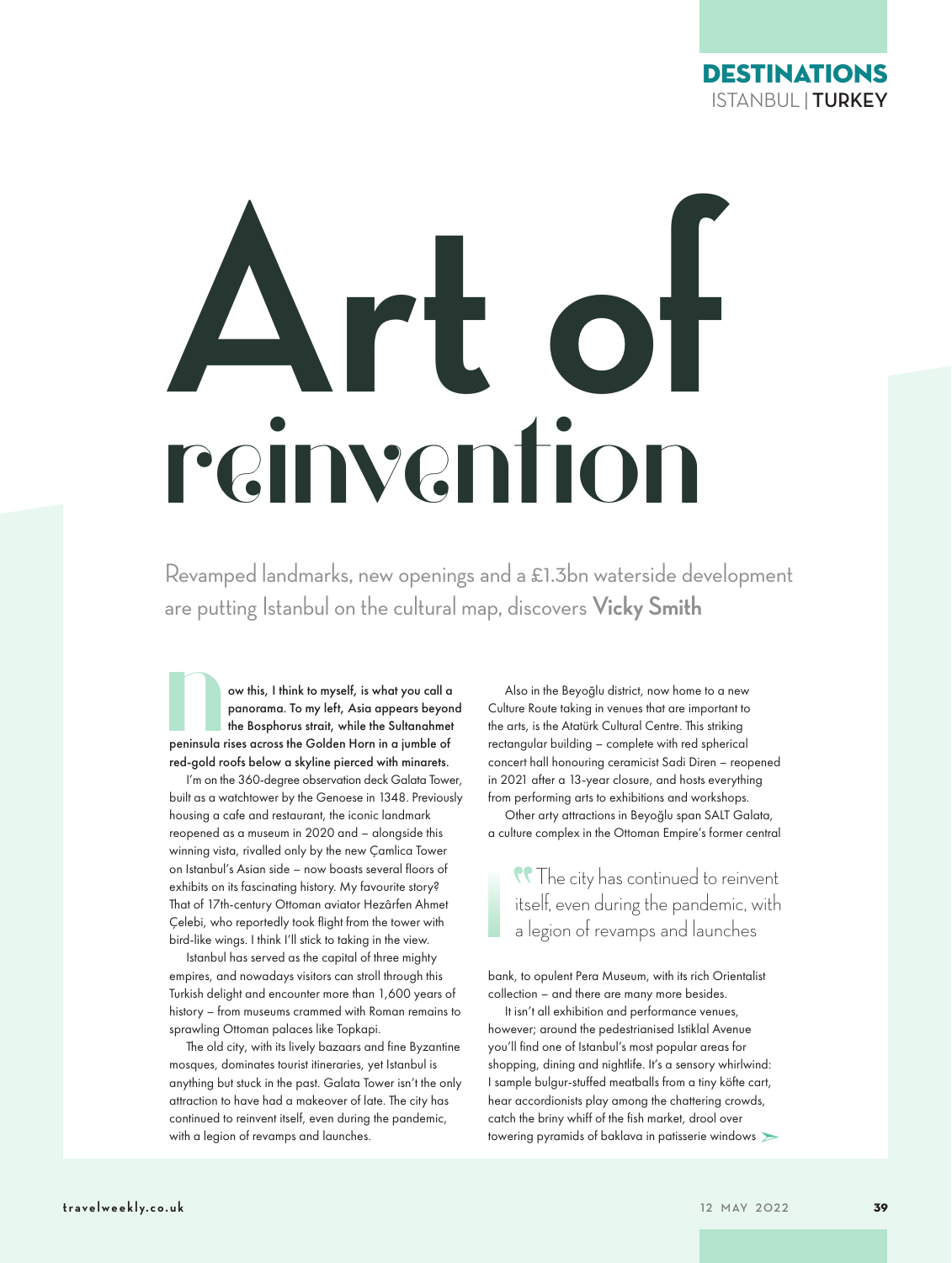DESTINATIONS
ISTANBUL | TURKEY

# Art of reinvention

Revamped landmarks, new openings and a £1.3bn waterside development are putting Istanbul on the cultural map, discovers **Vicky Smith**

**Now this, I think to myself, is what you call a panorama. To my left, Asia appears beyond the Bosphorus strait, while the Sultanahmet peninsula rises across the Golden Horn in a jumble of red-gold roofs below a skyline pierced with minarets.**

I'm on the 360-degree observation deck Galata Tower, built as a watchtower by the Genoese in 1348. Previously housing a cafe and restaurant, the iconic landmark reopened as a museum in 2020 and – alongside this winning vista, rivalled only by the new Çamlica Tower on Istanbul's Asian side – now boasts several floors of exhibits on its fascinating history. My favourite story? That of 17th-century Ottoman aviator Hezârfen Ahmet Çelebi, who reportedly took flight from the tower with bird-like wings. I think I'll stick to taking in the view.

Istanbul has served as the capital of three mighty empires, and nowadays visitors can stroll through this Turkish delight and encounter more than 1,600 years of history – from museums crammed with Roman remains to sprawling Ottoman palaces like Topkapi.

The old city, with its lively bazaars and fine Byzantine mosques, dominates tourist itineraries, yet Istanbul is anything but stuck in the past. Galata Tower isn't the only attraction to have had a makeover of late. The city has continued to reinvent itself, even during the pandemic, with a legion of revamps and launches.

Also in the Beyoğlu district, now home to a new Culture Route taking in venues that are important to the arts, is the Atatürk Cultural Centre. This striking rectangular building – complete with red spherical concert hall honouring ceramicist Sadi Diren – reopened in 2021 after a 13-year closure, and hosts everything from performing arts to exhibitions and workshops.

Other arty attractions in Beyoğlu span SALT Galata, a culture complex in the Ottoman Empire's former central bank, to opulent Pera Museum, with its rich Orientalist collection – and there are many more besides.

> "The city has continued to reinvent itself, even during the pandemic, with a legion of revamps and launches

It isn't all exhibition and performance venues, however; around the pedestrianised Istiklal Avenue you'll find one of Istanbul's most popular areas for shopping, dining and nightlife. It's a sensory whirlwind: I sample bulgur-stuffed meatballs from a tiny köfte cart, hear accordionists play among the chattering crowds, catch the briny whiff of the fish market, drool over towering pyramids of baklava in patisserie windows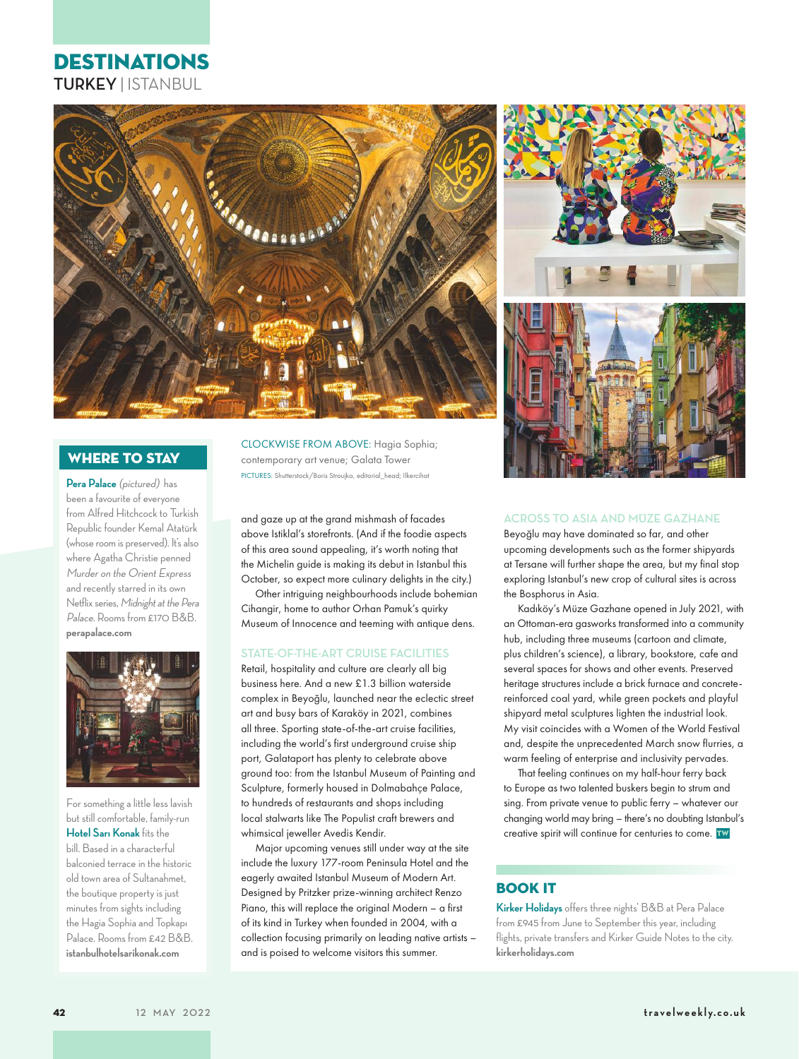# DESTINATIONS

TURKEY | ISTANBUL

CLOCKWISE FROM ABOVE: Hagia Sophia; contemporary art venue; Galata Tower

PICTURES: Shutterstock/Boris Stroujko, editorial_head; Ilkercihat

## WHERE TO STAY

**Pera Palace** *(pictured)* has been a favourite of everyone from Alfred Hitchcock to Turkish Republic founder Kemal Atatürk (whose room is preserved). It's also where Agatha Christie penned *Murder on the Orient Express* and recently starred in its own Netflix series, *Midnight at the Pera Palace*. Rooms from £170 B&B. **perapalace.com**

For something a little less lavish but still comfortable, family-run **Hotel Sarı Konak** fits the bill. Based in a characterful balconied terrace in the historic old town area of Sultanahmet, the boutique property is just minutes from sights including the Hagia Sophia and Topkapı Palace. Rooms from £42 B&B. **istanbulhotelsarikonak.com**

and gaze up at the grand mishmash of facades above Istiklal's storefronts. (And if the foodie aspects of this area sound appealing, it's worth noting that the Michelin guide is making its debut in Istanbul this October, so expect more culinary delights in the city.)

Other intriguing neighbourhoods include bohemian Cihangir, home to author Orhan Pamuk's quirky Museum of Innocence and teeming with antique dens.

### STATE-OF-THE-ART CRUISE FACILITIES

Retail, hospitality and culture are clearly all big business here. And a new £1.3 billion waterside complex in Beyoğlu, launched near the eclectic street art and busy bars of Karaköy in 2021, combines all three. Sporting state-of-the-art cruise facilities, including the world's first underground cruise ship port, Galataport has plenty to celebrate above ground too: from the Istanbul Museum of Painting and Sculpture, formerly housed in Dolmabahçe Palace, to hundreds of restaurants and shops including local stalwarts like The Populist craft brewers and whimsical jeweller Avedis Kendir.

Major upcoming venues still under way at the site include the luxury 177-room Peninsula Hotel and the eagerly awaited Istanbul Museum of Modern Art. Designed by Pritzker prize-winning architect Renzo Piano, this will replace the original Modern – a first of its kind in Turkey when founded in 2004, with a collection focusing primarily on leading native artists – and is poised to welcome visitors this summer.

### ACROSS TO ASIA AND MÜZE GAZHANE

Beyoğlu may have dominated so far, and other upcoming developments such as the former shipyards at Tersane will further shape the area, but my final stop exploring Istanbul's new crop of cultural sites is across the Bosphorus in Asia.

Kadıköy's Müze Gazhane opened in July 2021, with an Ottoman-era gasworks transformed into a community hub, including three museums (cartoon and climate, plus children's science), a library, bookstore, cafe and several spaces for shows and other events. Preserved heritage structures include a brick furnace and concrete-reinforced coal yard, while green pockets and playful shipyard metal sculptures lighten the industrial look. My visit coincides with a Women of the World Festival and, despite the unprecedented March snow flurries, a warm feeling of enterprise and inclusivity pervades.

That feeling continues on my half-hour ferry back to Europe as two talented buskers begin to strum and sing. From private venue to public ferry – whatever our changing world may bring – there's no doubting Istanbul's creative spirit will continue for centuries to come. TW

## BOOK IT

**Kirker Holidays** offers three nights' B&B at Pera Palace from £945 from June to September this year, including flights, private transfers and Kirker Guide Notes to the city. **kirkerholidays.com**